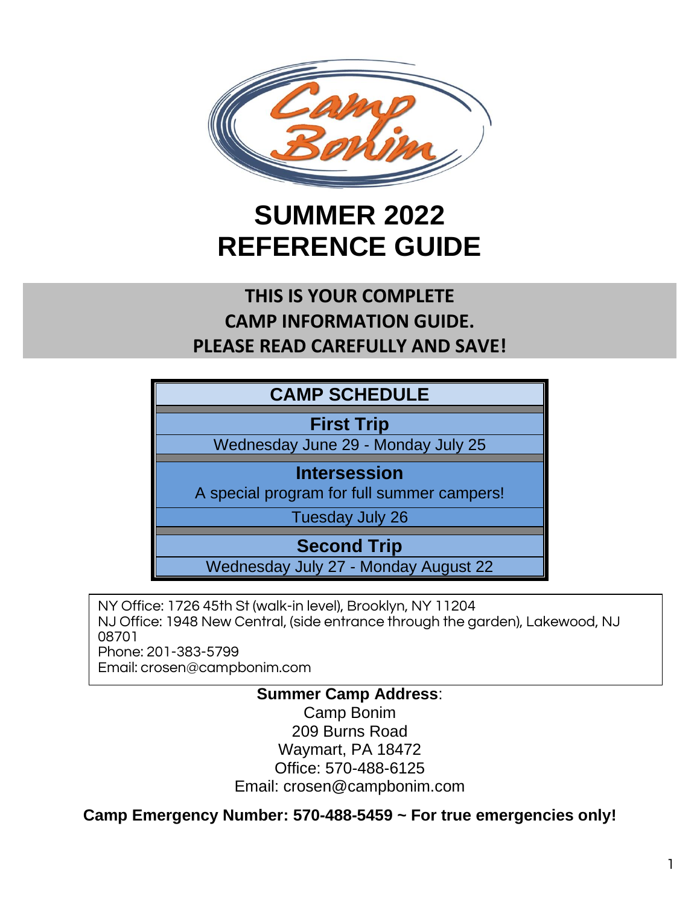# SUMMER 2022
# REFERENCE GUIDE

**THIS IS YOUR COMPLETE**
**CAMP INFORMATION GUIDE.**
**PLEASE READ CAREFULLY AND SAVE!**

| CAMP SCHEDULE |
| --- |
| **First Trip** |
| Wednesday June 29 - Monday July 25 |
| **Intersession** A special program for full summer campers! |
| Tuesday July 26 |
| **Second Trip** |
| Wednesday July 27 - Monday August 22 |

NY Office: 1726 45th St (walk-in level), Brooklyn, NY 11204
NJ Office: 1948 New Central, (side entrance through the garden), Lakewood, NJ 08701
Phone: 201-383-5799
Email: crosen@campbonim.com

**Summer Camp Address**:
Camp Bonim
209 Burns Road
Waymart, PA 18472
Office: 570-488-6125
Email: crosen@campbonim.com

**Camp Emergency Number: 570-488-5459 ~ For true emergencies only!**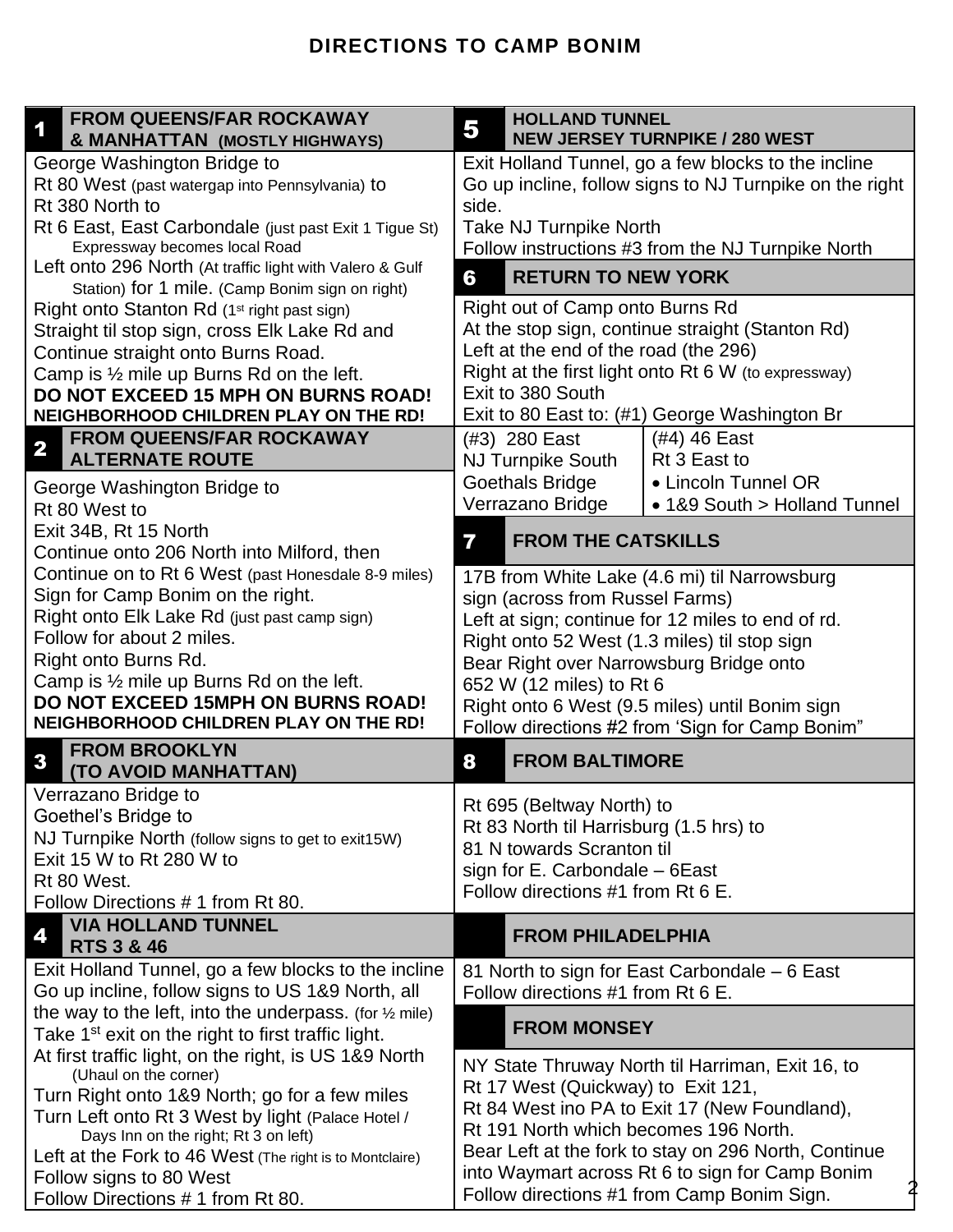# DIRECTIONS TO CAMP BONIM

## 1 FROM QUEENS/FAR ROCKAWAY & MANHATTAN (MOSTLY HIGHWAYS)

George Washington Bridge to
Rt 80 West (past watergap into Pennsylvania) to
Rt 380 North to
Rt 6 East, East Carbondale (just past Exit 1 Tigue St)
Expressway becomes local Road
Left onto 296 North (At traffic light with Valero & Gulf Station) for 1 mile. (Camp Bonim sign on right)
Right onto Stanton Rd (1st right past sign)
Straight til stop sign, cross Elk Lake Rd and
Continue straight onto Burns Road.
Camp is ½ mile up Burns Rd on the left.
**DO NOT EXCEED 15 MPH ON BURNS ROAD!**
**NEIGHBORHOOD CHILDREN PLAY ON THE RD!**

## 2 FROM QUEENS/FAR ROCKAWAY ALTERNATE ROUTE

George Washington Bridge to
Rt 80 West to
Exit 34B, Rt 15 North
Continue onto 206 North into Milford, then
Continue on to Rt 6 West (past Honesdale 8-9 miles)
Sign for Camp Bonim on the right.
Right onto Elk Lake Rd (just past camp sign)
Follow for about 2 miles.
Right onto Burns Rd.
Camp is ½ mile up Burns Rd on the left.
**DO NOT EXCEED 15MPH ON BURNS ROAD!**
**NEIGHBORHOOD CHILDREN PLAY ON THE RD!**

## 3 FROM BROOKLYN (TO AVOID MANHATTAN)

Verrazano Bridge to
Goethel's Bridge to
NJ Turnpike North (follow signs to get to exit15W)
Exit 15 W to Rt 280 W to
Rt 80 West.
Follow Directions # 1 from Rt 80.

## 4 VIA HOLLAND TUNNEL RTS 3 & 46

Exit Holland Tunnel, go a few blocks to the incline
Go up incline, follow signs to US 1&9 North, all the way to the left, into the underpass. (for ½ mile)
Take 1st exit on the right to first traffic light.
At first traffic light, on the right, is US 1&9 North (Uhaul on the corner)
Turn Right onto 1&9 North; go for a few miles
Turn Left onto Rt 3 West by light (Palace Hotel / Days Inn on the right; Rt 3 on left)
Left at the Fork to 46 West (The right is to Montclaire)
Follow signs to 80 West
Follow Directions # 1 from Rt 80.

## 5 HOLLAND TUNNEL NEW JERSEY TURNPIKE / 280 WEST

Exit Holland Tunnel, go a few blocks to the incline
Go up incline, follow signs to NJ Turnpike on the right side.
Take NJ Turnpike North
Follow instructions #3 from the NJ Turnpike North

## 6 RETURN TO NEW YORK

Right out of Camp onto Burns Rd
At the stop sign, continue straight (Stanton Rd)
Left at the end of the road (the 296)
Right at the first light onto Rt 6 W (to expressway)
Exit to 380 South
Exit to 80 East to: (#1) George Washington Br

| (#3) 280 East NJ Turnpike South Goethals Bridge Verrazano Bridge | (#4) 46 East Rt 3 East to • Lincoln Tunnel OR • 1&9 South > Holland Tunnel |
|---|---|

## 7 FROM THE CATSKILLS

17B from White Lake (4.6 mi) til Narrowsburg sign (across from Russel Farms)
Left at sign; continue for 12 miles to end of rd.
Right onto 52 West (1.3 miles) til stop sign
Bear Right over Narrowsburg Bridge onto
652 W (12 miles) to Rt 6
Right onto 6 West (9.5 miles) until Bonim sign
Follow directions #2 from 'Sign for Camp Bonim"

## 8 FROM BALTIMORE

Rt 695 (Beltway North) to
Rt 83 North til Harrisburg (1.5 hrs) to
81 N towards Scranton til
sign for E. Carbondale – 6East
Follow directions #1 from Rt 6 E.

## FROM PHILADELPHIA

81 North to sign for East Carbondale – 6 East
Follow directions #1 from Rt 6 E.

## FROM MONSEY

NY State Thruway North til Harriman, Exit 16, to
Rt 17 West (Quickway) to Exit 121,
Rt 84 West ino PA to Exit 17 (New Foundland),
Rt 191 North which becomes 196 North.
Bear Left at the fork to stay on 296 North, Continue into Waymart across Rt 6 to sign for Camp Bonim
Follow directions #1 from Camp Bonim Sign.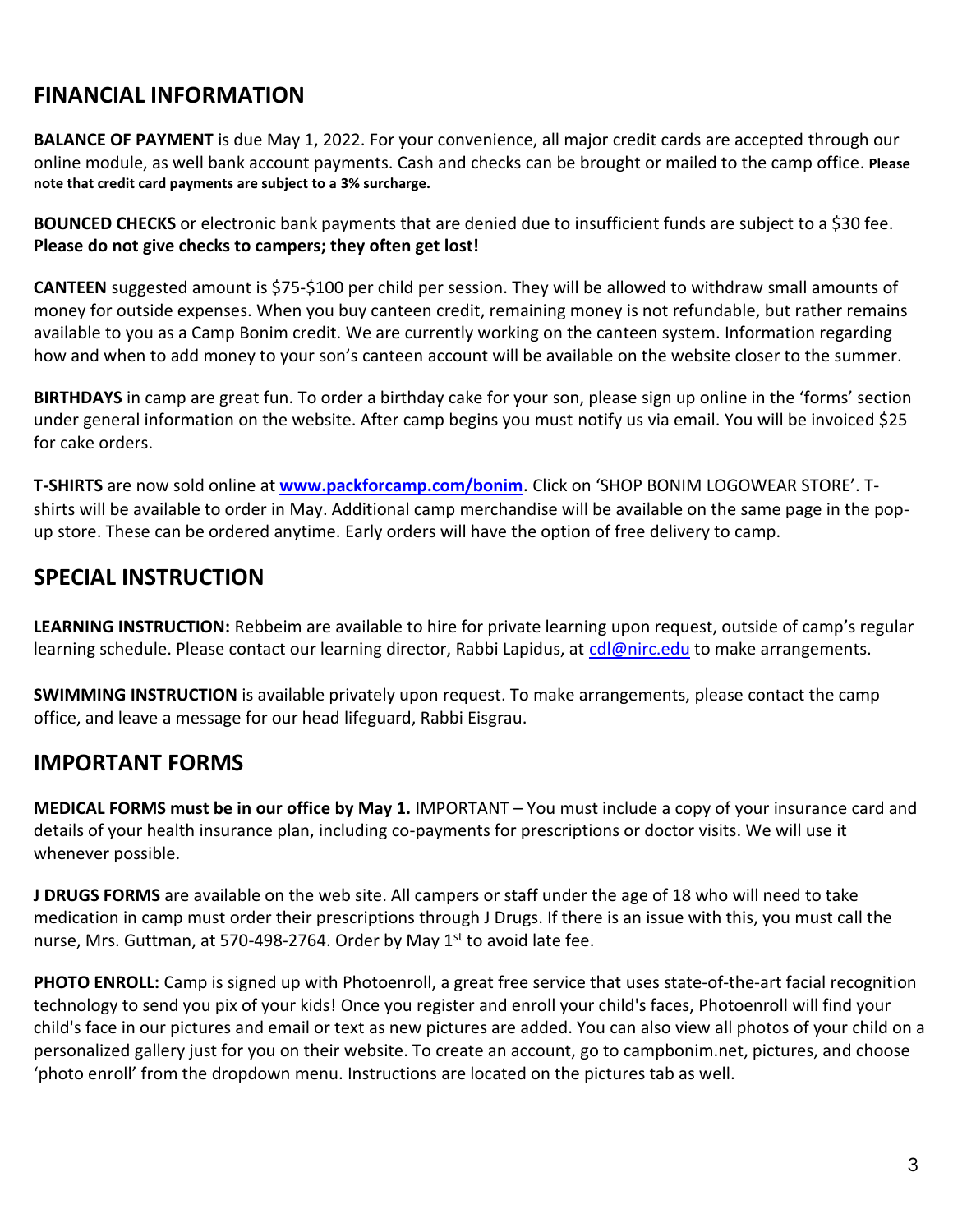## FINANCIAL INFORMATION

**BALANCE OF PAYMENT** is due May 1, 2022. For your convenience, all major credit cards are accepted through our online module, as well bank account payments. Cash and checks can be brought or mailed to the camp office. **Please note that credit card payments are subject to a 3% surcharge.**

**BOUNCED CHECKS** or electronic bank payments that are denied due to insufficient funds are subject to a $30 fee. **Please do not give checks to campers; they often get lost!**

**CANTEEN** suggested amount is $75-$100 per child per session. They will be allowed to withdraw small amounts of money for outside expenses. When you buy canteen credit, remaining money is not refundable, but rather remains available to you as a Camp Bonim credit. We are currently working on the canteen system. Information regarding how and when to add money to your son's canteen account will be available on the website closer to the summer.

**BIRTHDAYS** in camp are great fun. To order a birthday cake for your son, please sign up online in the 'forms' section under general information on the website. After camp begins you must notify us via email. You will be invoiced $25 for cake orders.

**T-SHIRTS** are now sold online at **[www.packforcamp.com/bonim](www.packforcamp.com/bonim)**. Click on 'SHOP BONIM LOGOWEAR STORE'. T-shirts will be available to order in May. Additional camp merchandise will be available on the same page in the pop-up store. These can be ordered anytime. Early orders will have the option of free delivery to camp.

## SPECIAL INSTRUCTION

**LEARNING INSTRUCTION:** Rebbeim are available to hire for private learning upon request, outside of camp's regular learning schedule. Please contact our learning director, Rabbi Lapidus, at [cdl@nirc.edu](mailto:cdl@nirc.edu) to make arrangements.

**SWIMMING INSTRUCTION** is available privately upon request. To make arrangements, please contact the camp office, and leave a message for our head lifeguard, Rabbi Eisgrau.

## IMPORTANT FORMS

**MEDICAL FORMS must be in our office by May 1.** IMPORTANT – You must include a copy of your insurance card and details of your health insurance plan, including co-payments for prescriptions or doctor visits. We will use it whenever possible.

**J DRUGS FORMS** are available on the web site. All campers or staff under the age of 18 who will need to take medication in camp must order their prescriptions through J Drugs. If there is an issue with this, you must call the nurse, Mrs. Guttman, at 570-498-2764. Order by May 1st to avoid late fee.

**PHOTO ENROLL:** Camp is signed up with Photoenroll, a great free service that uses state-of-the-art facial recognition technology to send you pix of your kids! Once you register and enroll your child's faces, Photoenroll will find your child's face in our pictures and email or text as new pictures are added. You can also view all photos of your child on a personalized gallery just for you on their website. To create an account, go to campbonim.net, pictures, and choose 'photo enroll' from the dropdown menu. Instructions are located on the pictures tab as well.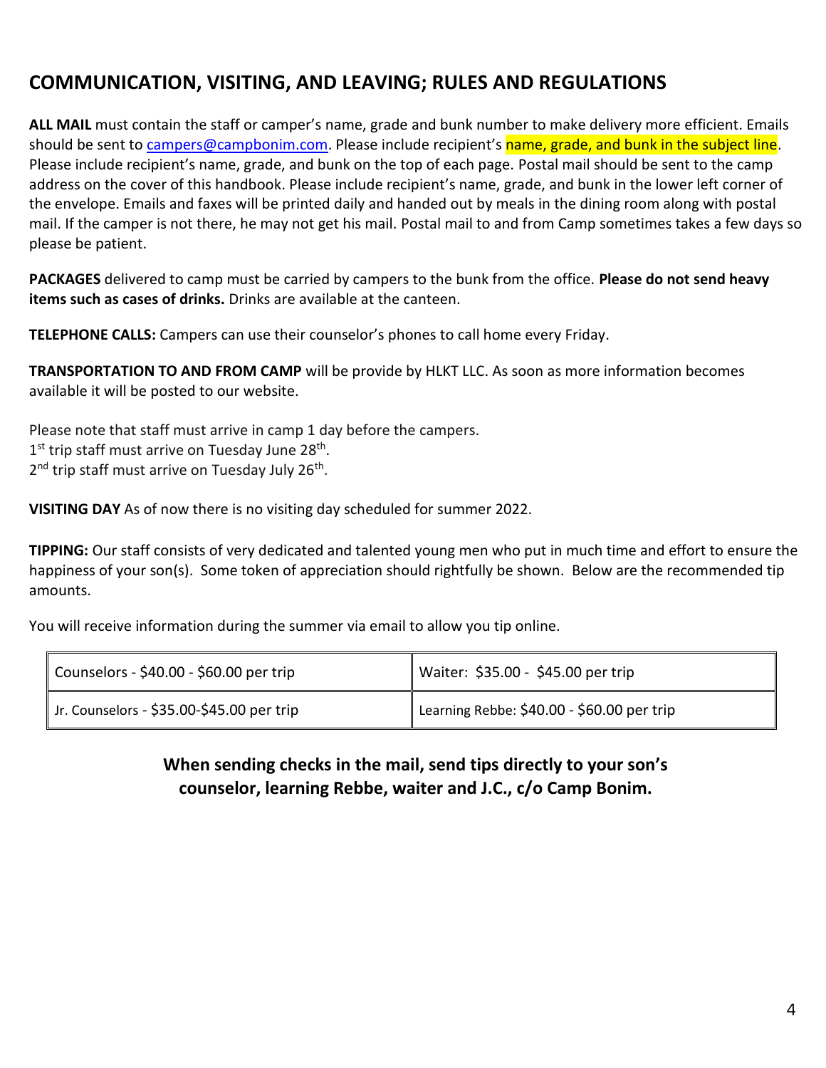## COMMUNICATION, VISITING, AND LEAVING; RULES AND REGULATIONS

**ALL MAIL** must contain the staff or camper's name, grade and bunk number to make delivery more efficient. Emails should be sent to campers@campbonim.com. Please include recipient's name, grade, and bunk in the subject line. Please include recipient's name, grade, and bunk on the top of each page. Postal mail should be sent to the camp address on the cover of this handbook. Please include recipient's name, grade, and bunk in the lower left corner of the envelope. Emails and faxes will be printed daily and handed out by meals in the dining room along with postal mail. If the camper is not there, he may not get his mail. Postal mail to and from Camp sometimes takes a few days so please be patient.

**PACKAGES** delivered to camp must be carried by campers to the bunk from the office. **Please do not send heavy items such as cases of drinks.** Drinks are available at the canteen.

**TELEPHONE CALLS:** Campers can use their counselor's phones to call home every Friday.

**TRANSPORTATION TO AND FROM CAMP** will be provide by HLKT LLC. As soon as more information becomes available it will be posted to our website.

Please note that staff must arrive in camp 1 day before the campers.
1st trip staff must arrive on Tuesday June 28th.
2nd trip staff must arrive on Tuesday July 26th.

**VISITING DAY** As of now there is no visiting day scheduled for summer 2022.

**TIPPING:** Our staff consists of very dedicated and talented young men who put in much time and effort to ensure the happiness of your son(s). Some token of appreciation should rightfully be shown. Below are the recommended tip amounts.

You will receive information during the summer via email to allow you tip online.

| | |
|---|---|
| Counselors - $40.00 - $60.00 per trip | Waiter: $35.00 - $45.00 per trip |
| Jr. Counselors - $35.00-$45.00 per trip | Learning Rebbe: $40.00 - $60.00 per trip |

**When sending checks in the mail, send tips directly to your son's counselor, learning Rebbe, waiter and J.C., c/o Camp Bonim.**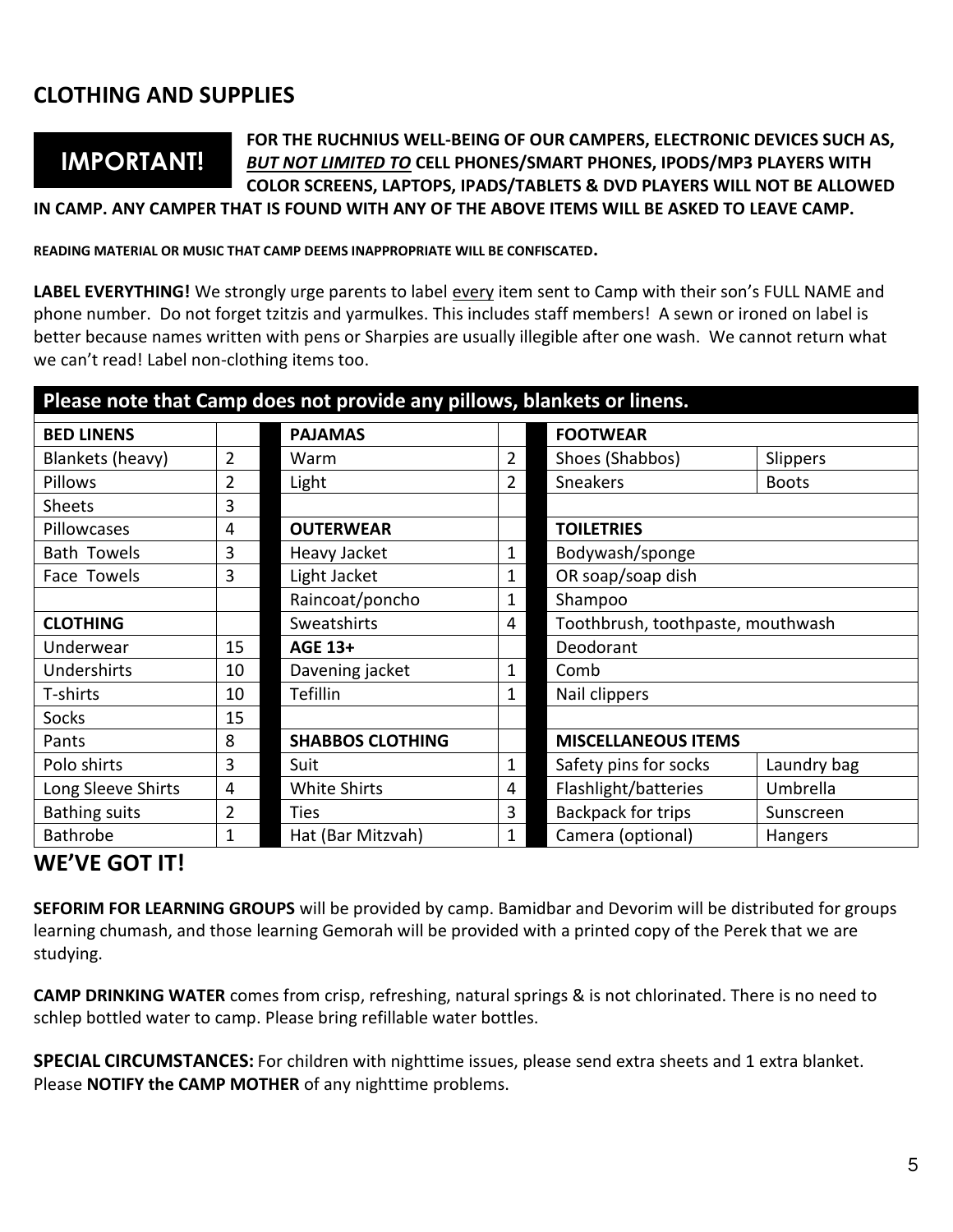## CLOTHING AND SUPPLIES

**IMPORTANT!** **FOR THE RUCHNIUS WELL-BEING OF OUR CAMPERS, ELECTRONIC DEVICES SUCH AS, *BUT NOT LIMITED TO* CELL PHONES/SMART PHONES, IPODS/MP3 PLAYERS WITH COLOR SCREENS, LAPTOPS, IPADS/TABLETS & DVD PLAYERS WILL NOT BE ALLOWED IN CAMP. ANY CAMPER THAT IS FOUND WITH ANY OF THE ABOVE ITEMS WILL BE ASKED TO LEAVE CAMP.**

**READING MATERIAL OR MUSIC THAT CAMP DEEMS INAPPROPRIATE WILL BE CONFISCATED.**

**LABEL EVERYTHING!** We strongly urge parents to label every item sent to Camp with their son's FULL NAME and phone number. Do not forget tzitzis and yarmulkes. This includes staff members! A sewn or ironed on label is better because names written with pens or Sharpies are usually illegible after one wash. We cannot return what we can't read! Label non-clothing items too.

**Please note that Camp does not provide any pillows, blankets or linens.**

| | | | | | |
|---|---|---|---|---|---|
| **BED LINENS** | | **PAJAMAS** | | **FOOTWEAR** | |
| Blankets (heavy) | 2 | Warm | 2 | Shoes (Shabbos) | Slippers |
| Pillows | 2 | Light | 2 | Sneakers | Boots |
| Sheets | 3 | | | | |
| Pillowcases | 4 | **OUTERWEAR** | | **TOILETRIES** | |
| Bath Towels | 3 | Heavy Jacket | 1 | Bodywash/sponge | |
| Face Towels | 3 | Light Jacket | 1 | OR soap/soap dish | |
| | | Raincoat/poncho | 1 | Shampoo | |
| **CLOTHING** | | Sweatshirts | 4 | Toothbrush, toothpaste, mouthwash | |
| Underwear | 15 | **AGE 13+** | | Deodorant | |
| Undershirts | 10 | Davening jacket | 1 | Comb | |
| T-shirts | 10 | Tefillin | 1 | Nail clippers | |
| Socks | 15 | | | | |
| Pants | 8 | **SHABBOS CLOTHING** | | **MISCELLANEOUS ITEMS** | |
| Polo shirts | 3 | Suit | 1 | Safety pins for socks | Laundry bag |
| Long Sleeve Shirts | 4 | White Shirts | 4 | Flashlight/batteries | Umbrella |
| Bathing suits | 2 | Ties | 3 | Backpack for trips | Sunscreen |
| Bathrobe | 1 | Hat (Bar Mitzvah) | 1 | Camera (optional) | Hangers |

## WE'VE GOT IT!

**SEFORIM FOR LEARNING GROUPS** will be provided by camp. Bamidbar and Devorim will be distributed for groups learning chumash, and those learning Gemorah will be provided with a printed copy of the Perek that we are studying.

**CAMP DRINKING WATER** comes from crisp, refreshing, natural springs & is not chlorinated. There is no need to schlep bottled water to camp. Please bring refillable water bottles.

**SPECIAL CIRCUMSTANCES:** For children with nighttime issues, please send extra sheets and 1 extra blanket. Please **NOTIFY the CAMP MOTHER** of any nighttime problems.